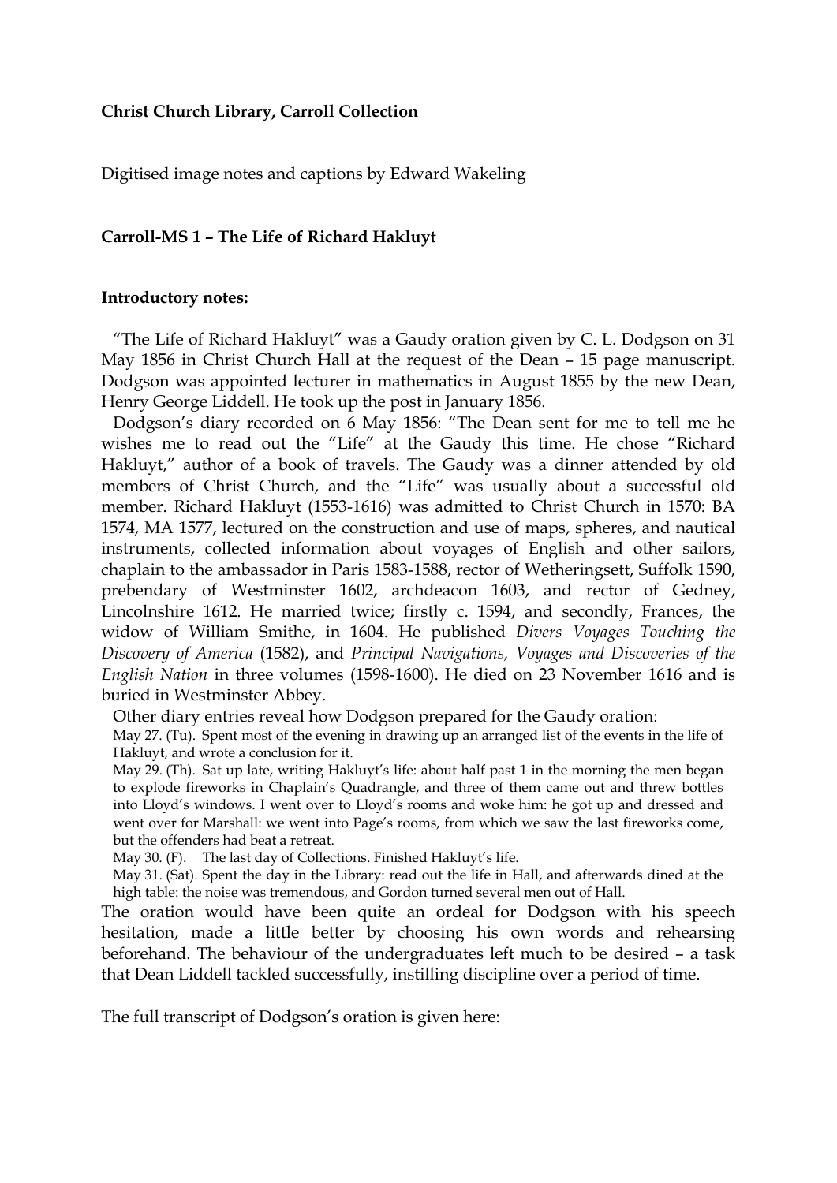**Christ Church Library, Carroll Collection**

Digitised image notes and captions by Edward Wakeling

**Carroll-MS 1 – The Life of Richard Hakluyt**

**Introductory notes:**

"The Life of Richard Hakluyt" was a Gaudy oration given by C. L. Dodgson on 31 May 1856 in Christ Church Hall at the request of the Dean – 15 page manuscript. Dodgson was appointed lecturer in mathematics in August 1855 by the new Dean, Henry George Liddell. He took up the post in January 1856.

Dodgson's diary recorded on 6 May 1856: "The Dean sent for me to tell me he wishes me to read out the "Life" at the Gaudy this time. He chose "Richard Hakluyt," author of a book of travels. The Gaudy was a dinner attended by old members of Christ Church, and the "Life" was usually about a successful old member. Richard Hakluyt (1553-1616) was admitted to Christ Church in 1570: BA 1574, MA 1577, lectured on the construction and use of maps, spheres, and nautical instruments, collected information about voyages of English and other sailors, chaplain to the ambassador in Paris 1583-1588, rector of Wetheringsett, Suffolk 1590, prebendary of Westminster 1602, archdeacon 1603, and rector of Gedney, Lincolnshire 1612. He married twice; firstly c. 1594, and secondly, Frances, the widow of William Smithe, in 1604. He published *Divers Voyages Touching the Discovery of America* (1582), and *Principal Navigations, Voyages and Discoveries of the English Nation* in three volumes (1598-1600). He died on 23 November 1616 and is buried in Westminster Abbey.

Other diary entries reveal how Dodgson prepared for the Gaudy oration:

May 27. (Tu). Spent most of the evening in drawing up an arranged list of the events in the life of Hakluyt, and wrote a conclusion for it.

May 29. (Th). Sat up late, writing Hakluyt's life: about half past 1 in the morning the men began to explode fireworks in Chaplain's Quadrangle, and three of them came out and threw bottles into Lloyd's windows. I went over to Lloyd's rooms and woke him: he got up and dressed and went over for Marshall: we went into Page's rooms, from which we saw the last fireworks come, but the offenders had beat a retreat.

May 30. (F). The last day of Collections. Finished Hakluyt's life.

May 31. (Sat). Spent the day in the Library: read out the life in Hall, and afterwards dined at the high table: the noise was tremendous, and Gordon turned several men out of Hall.

The oration would have been quite an ordeal for Dodgson with his speech hesitation, made a little better by choosing his own words and rehearsing beforehand. The behaviour of the undergraduates left much to be desired – a task that Dean Liddell tackled successfully, instilling discipline over a period of time.

The full transcript of Dodgson's oration is given here: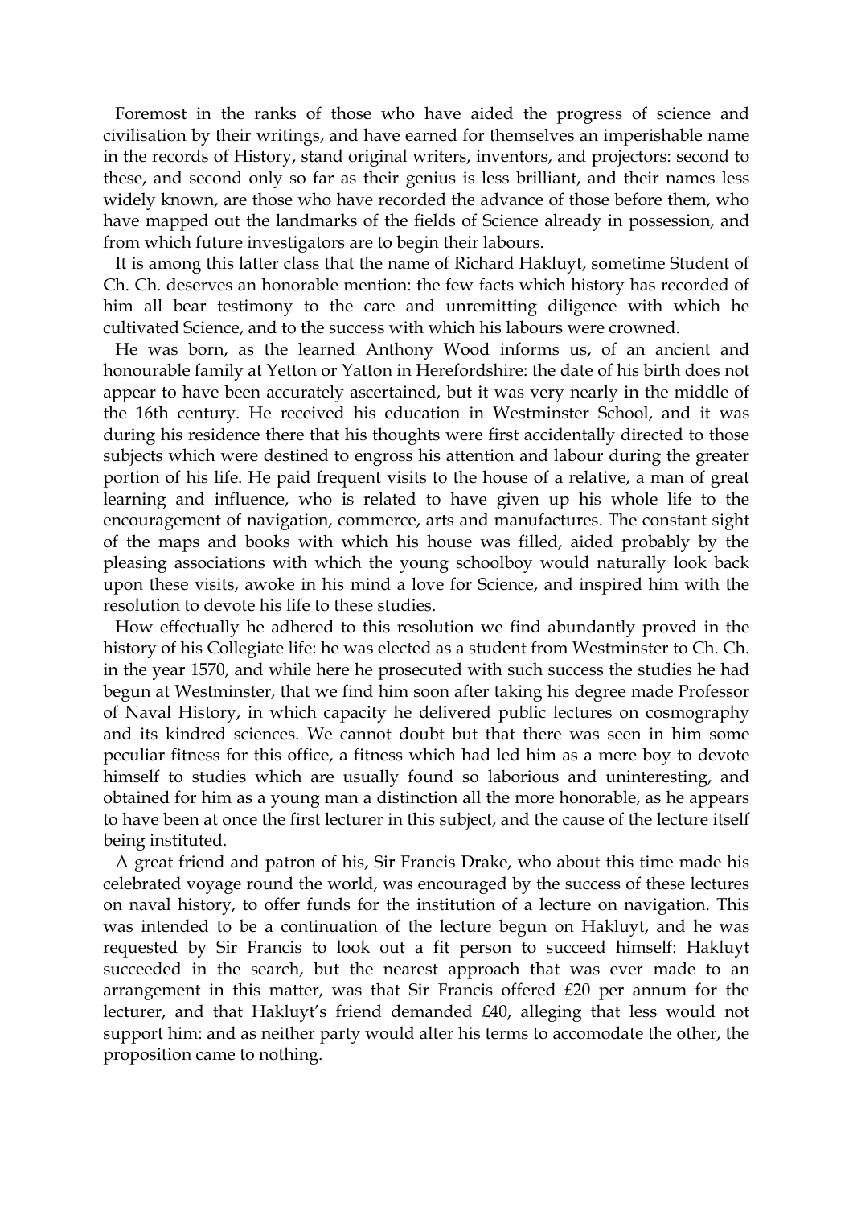Foremost in the ranks of those who have aided the progress of science and civilisation by their writings, and have earned for themselves an imperishable name in the records of History, stand original writers, inventors, and projectors: second to these, and second only so far as their genius is less brilliant, and their names less widely known, are those who have recorded the advance of those before them, who have mapped out the landmarks of the fields of Science already in possession, and from which future investigators are to begin their labours.

It is among this latter class that the name of Richard Hakluyt, sometime Student of Ch. Ch. deserves an honorable mention: the few facts which history has recorded of him all bear testimony to the care and unremitting diligence with which he cultivated Science, and to the success with which his labours were crowned.

He was born, as the learned Anthony Wood informs us, of an ancient and honourable family at Yetton or Yatton in Herefordshire: the date of his birth does not appear to have been accurately ascertained, but it was very nearly in the middle of the 16th century. He received his education in Westminster School, and it was during his residence there that his thoughts were first accidentally directed to those subjects which were destined to engross his attention and labour during the greater portion of his life. He paid frequent visits to the house of a relative, a man of great learning and influence, who is related to have given up his whole life to the encouragement of navigation, commerce, arts and manufactures. The constant sight of the maps and books with which his house was filled, aided probably by the pleasing associations with which the young schoolboy would naturally look back upon these visits, awoke in his mind a love for Science, and inspired him with the resolution to devote his life to these studies.

How effectually he adhered to this resolution we find abundantly proved in the history of his Collegiate life: he was elected as a student from Westminster to Ch. Ch. in the year 1570, and while here he prosecuted with such success the studies he had begun at Westminster, that we find him soon after taking his degree made Professor of Naval History, in which capacity he delivered public lectures on cosmography and its kindred sciences. We cannot doubt but that there was seen in him some peculiar fitness for this office, a fitness which had led him as a mere boy to devote himself to studies which are usually found so laborious and uninteresting, and obtained for him as a young man a distinction all the more honorable, as he appears to have been at once the first lecturer in this subject, and the cause of the lecture itself being instituted.

A great friend and patron of his, Sir Francis Drake, who about this time made his celebrated voyage round the world, was encouraged by the success of these lectures on naval history, to offer funds for the institution of a lecture on navigation. This was intended to be a continuation of the lecture begun on Hakluyt, and he was requested by Sir Francis to look out a fit person to succeed himself: Hakluyt succeeded in the search, but the nearest approach that was ever made to an arrangement in this matter, was that Sir Francis offered £20 per annum for the lecturer, and that Hakluyt's friend demanded £40, alleging that less would not support him: and as neither party would alter his terms to accomodate the other, the proposition came to nothing.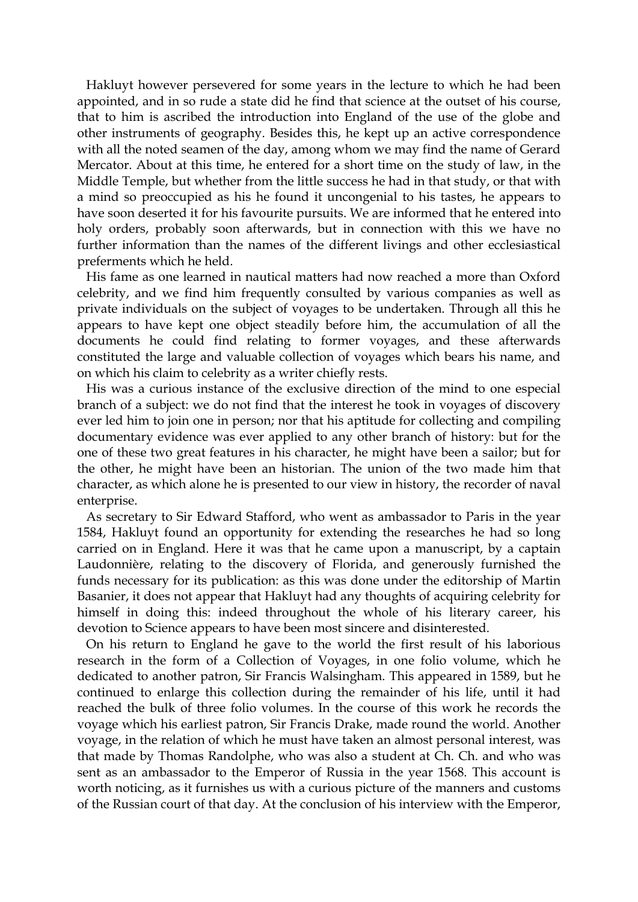Hakluyt however persevered for some years in the lecture to which he had been appointed, and in so rude a state did he find that science at the outset of his course, that to him is ascribed the introduction into England of the use of the globe and other instruments of geography. Besides this, he kept up an active correspondence with all the noted seamen of the day, among whom we may find the name of Gerard Mercator. About at this time, he entered for a short time on the study of law, in the Middle Temple, but whether from the little success he had in that study, or that with a mind so preoccupied as his he found it uncongenial to his tastes, he appears to have soon deserted it for his favourite pursuits. We are informed that he entered into holy orders, probably soon afterwards, but in connection with this we have no further information than the names of the different livings and other ecclesiastical preferments which he held.

His fame as one learned in nautical matters had now reached a more than Oxford celebrity, and we find him frequently consulted by various companies as well as private individuals on the subject of voyages to be undertaken. Through all this he appears to have kept one object steadily before him, the accumulation of all the documents he could find relating to former voyages, and these afterwards constituted the large and valuable collection of voyages which bears his name, and on which his claim to celebrity as a writer chiefly rests.

His was a curious instance of the exclusive direction of the mind to one especial branch of a subject: we do not find that the interest he took in voyages of discovery ever led him to join one in person; nor that his aptitude for collecting and compiling documentary evidence was ever applied to any other branch of history: but for the one of these two great features in his character, he might have been a sailor; but for the other, he might have been an historian. The union of the two made him that character, as which alone he is presented to our view in history, the recorder of naval enterprise.

As secretary to Sir Edward Stafford, who went as ambassador to Paris in the year 1584, Hakluyt found an opportunity for extending the researches he had so long carried on in England. Here it was that he came upon a manuscript, by a captain Laudonnière, relating to the discovery of Florida, and generously furnished the funds necessary for its publication: as this was done under the editorship of Martin Basanier, it does not appear that Hakluyt had any thoughts of acquiring celebrity for himself in doing this: indeed throughout the whole of his literary career, his devotion to Science appears to have been most sincere and disinterested.

On his return to England he gave to the world the first result of his laborious research in the form of a Collection of Voyages, in one folio volume, which he dedicated to another patron, Sir Francis Walsingham. This appeared in 1589, but he continued to enlarge this collection during the remainder of his life, until it had reached the bulk of three folio volumes. In the course of this work he records the voyage which his earliest patron, Sir Francis Drake, made round the world. Another voyage, in the relation of which he must have taken an almost personal interest, was that made by Thomas Randolphe, who was also a student at Ch. Ch. and who was sent as an ambassador to the Emperor of Russia in the year 1568. This account is worth noticing, as it furnishes us with a curious picture of the manners and customs of the Russian court of that day. At the conclusion of his interview with the Emperor,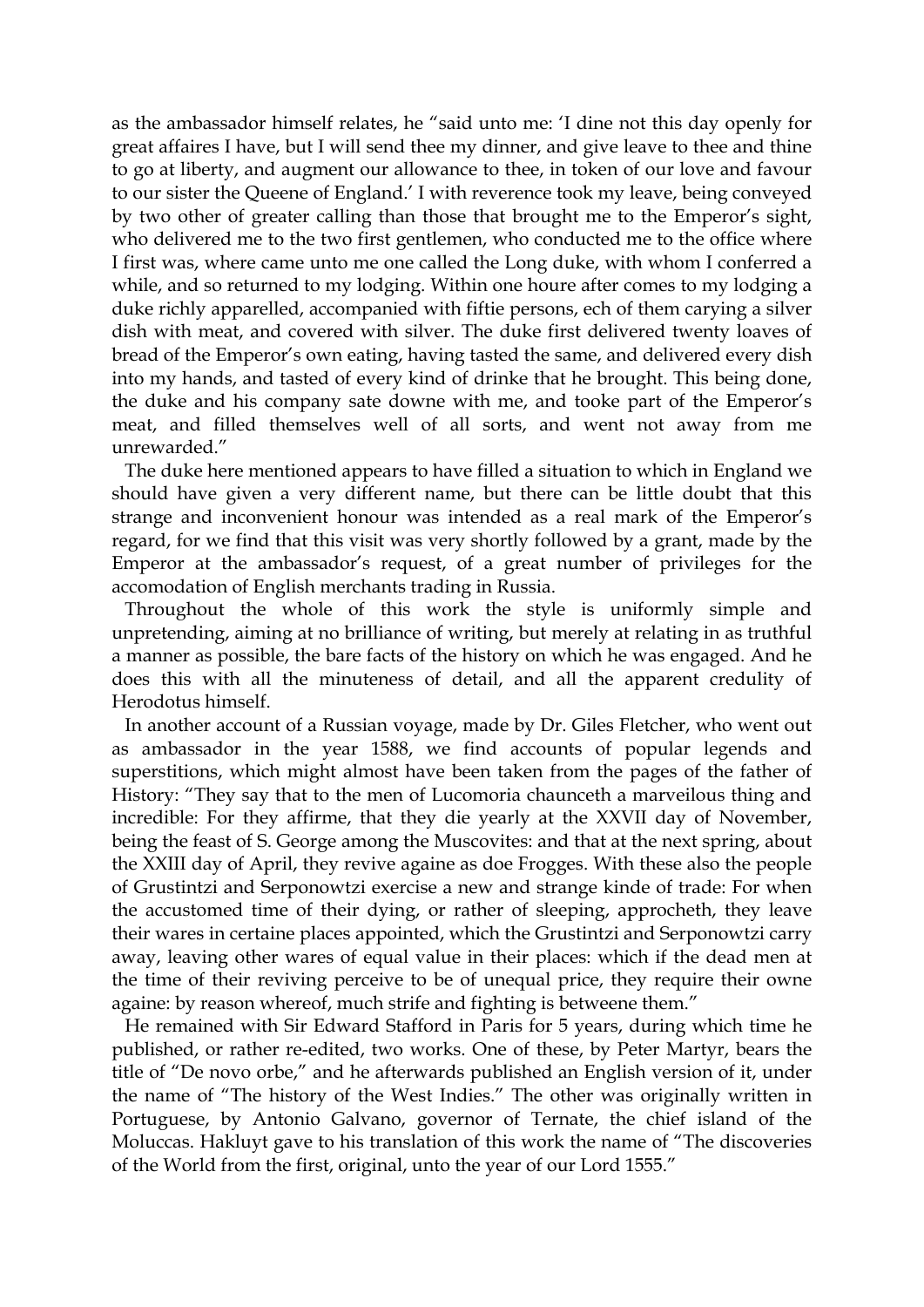as the ambassador himself relates, he "said unto me: 'I dine not this day openly for great affaires I have, but I will send thee my dinner, and give leave to thee and thine to go at liberty, and augment our allowance to thee, in token of our love and favour to our sister the Queene of England.' I with reverence took my leave, being conveyed by two other of greater calling than those that brought me to the Emperor's sight, who delivered me to the two first gentlemen, who conducted me to the office where I first was, where came unto me one called the Long duke, with whom I conferred a while, and so returned to my lodging. Within one houre after comes to my lodging a duke richly apparelled, accompanied with fiftie persons, ech of them carying a silver dish with meat, and covered with silver. The duke first delivered twenty loaves of bread of the Emperor's own eating, having tasted the same, and delivered every dish into my hands, and tasted of every kind of drinke that he brought. This being done, the duke and his company sate downe with me, and tooke part of the Emperor's meat, and filled themselves well of all sorts, and went not away from me unrewarded."

The duke here mentioned appears to have filled a situation to which in England we should have given a very different name, but there can be little doubt that this strange and inconvenient honour was intended as a real mark of the Emperor's regard, for we find that this visit was very shortly followed by a grant, made by the Emperor at the ambassador's request, of a great number of privileges for the accomodation of English merchants trading in Russia.

Throughout the whole of this work the style is uniformly simple and unpretending, aiming at no brilliance of writing, but merely at relating in as truthful a manner as possible, the bare facts of the history on which he was engaged. And he does this with all the minuteness of detail, and all the apparent credulity of Herodotus himself.

In another account of a Russian voyage, made by Dr. Giles Fletcher, who went out as ambassador in the year 1588, we find accounts of popular legends and superstitions, which might almost have been taken from the pages of the father of History: "They say that to the men of Lucomoria chaunceth a marveilous thing and incredible: For they affirme, that they die yearly at the XXVII day of November, being the feast of S. George among the Muscovites: and that at the next spring, about the XXIII day of April, they revive againe as doe Frogges. With these also the people of Grustintzi and Serponowtzi exercise a new and strange kinde of trade: For when the accustomed time of their dying, or rather of sleeping, approcheth, they leave their wares in certaine places appointed, which the Grustintzi and Serponowtzi carry away, leaving other wares of equal value in their places: which if the dead men at the time of their reviving perceive to be of unequal price, they require their owne againe: by reason whereof, much strife and fighting is betweene them."

He remained with Sir Edward Stafford in Paris for 5 years, during which time he published, or rather re-edited, two works. One of these, by Peter Martyr, bears the title of "De novo orbe," and he afterwards published an English version of it, under the name of "The history of the West Indies." The other was originally written in Portuguese, by Antonio Galvano, governor of Ternate, the chief island of the Moluccas. Hakluyt gave to his translation of this work the name of "The discoveries of the World from the first, original, unto the year of our Lord 1555."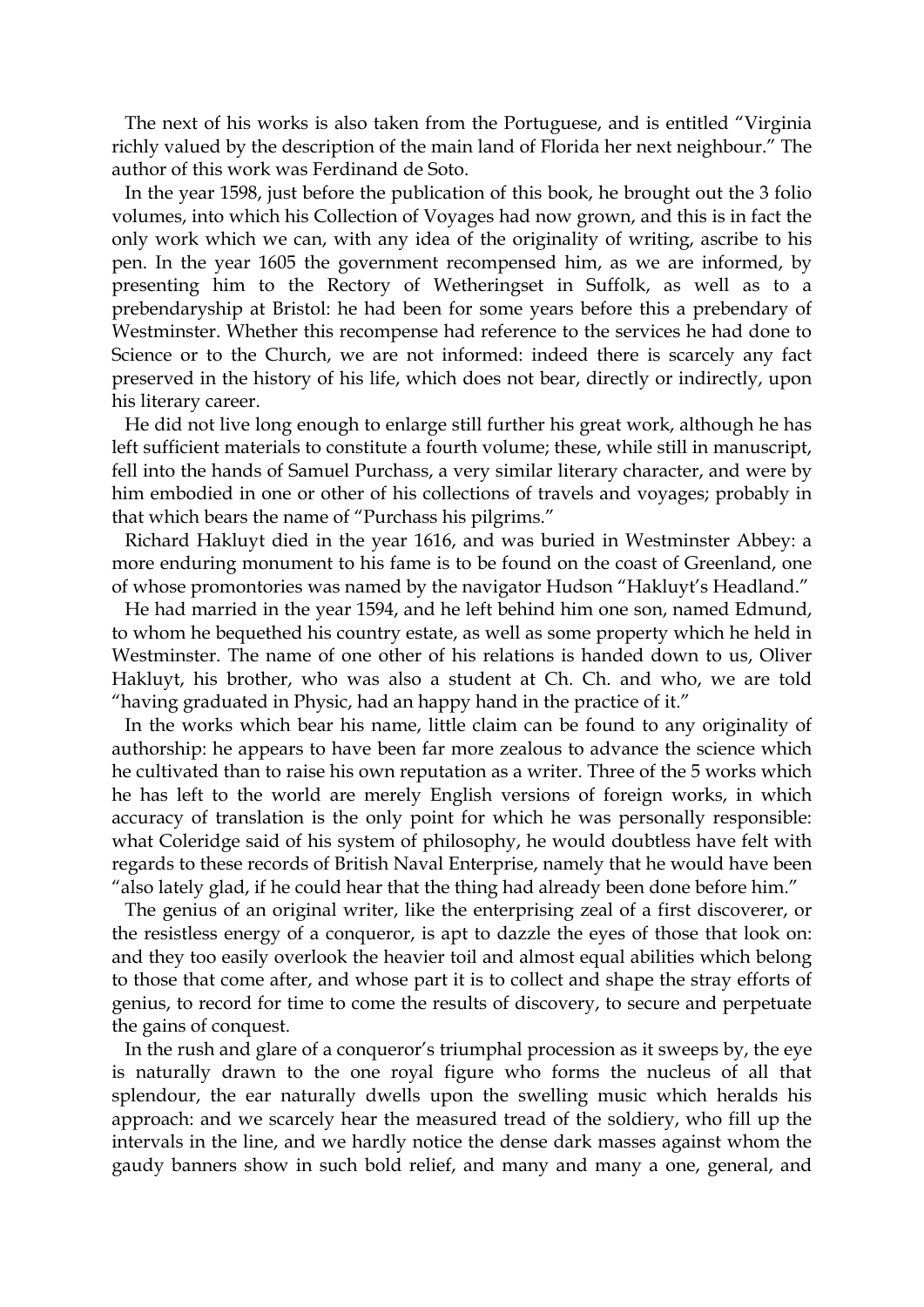The next of his works is also taken from the Portuguese, and is entitled "Virginia richly valued by the description of the main land of Florida her next neighbour." The author of this work was Ferdinand de Soto.

In the year 1598, just before the publication of this book, he brought out the 3 folio volumes, into which his Collection of Voyages had now grown, and this is in fact the only work which we can, with any idea of the originality of writing, ascribe to his pen. In the year 1605 the government recompensed him, as we are informed, by presenting him to the Rectory of Wetheringset in Suffolk, as well as to a prebendaryship at Bristol: he had been for some years before this a prebendary of Westminster. Whether this recompense had reference to the services he had done to Science or to the Church, we are not informed: indeed there is scarcely any fact preserved in the history of his life, which does not bear, directly or indirectly, upon his literary career.

He did not live long enough to enlarge still further his great work, although he has left sufficient materials to constitute a fourth volume; these, while still in manuscript, fell into the hands of Samuel Purchass, a very similar literary character, and were by him embodied in one or other of his collections of travels and voyages; probably in that which bears the name of "Purchass his pilgrims."

Richard Hakluyt died in the year 1616, and was buried in Westminster Abbey: a more enduring monument to his fame is to be found on the coast of Greenland, one of whose promontories was named by the navigator Hudson "Hakluyt's Headland."

He had married in the year 1594, and he left behind him one son, named Edmund, to whom he bequethed his country estate, as well as some property which he held in Westminster. The name of one other of his relations is handed down to us, Oliver Hakluyt, his brother, who was also a student at Ch. Ch. and who, we are told "having graduated in Physic, had an happy hand in the practice of it."

In the works which bear his name, little claim can be found to any originality of authorship: he appears to have been far more zealous to advance the science which he cultivated than to raise his own reputation as a writer. Three of the 5 works which he has left to the world are merely English versions of foreign works, in which accuracy of translation is the only point for which he was personally responsible: what Coleridge said of his system of philosophy, he would doubtless have felt with regards to these records of British Naval Enterprise, namely that he would have been "also lately glad, if he could hear that the thing had already been done before him."

The genius of an original writer, like the enterprising zeal of a first discoverer, or the resistless energy of a conqueror, is apt to dazzle the eyes of those that look on: and they too easily overlook the heavier toil and almost equal abilities which belong to those that come after, and whose part it is to collect and shape the stray efforts of genius, to record for time to come the results of discovery, to secure and perpetuate the gains of conquest.

In the rush and glare of a conqueror's triumphal procession as it sweeps by, the eye is naturally drawn to the one royal figure who forms the nucleus of all that splendour, the ear naturally dwells upon the swelling music which heralds his approach: and we scarcely hear the measured tread of the soldiery, who fill up the intervals in the line, and we hardly notice the dense dark masses against whom the gaudy banners show in such bold relief, and many and many a one, general, and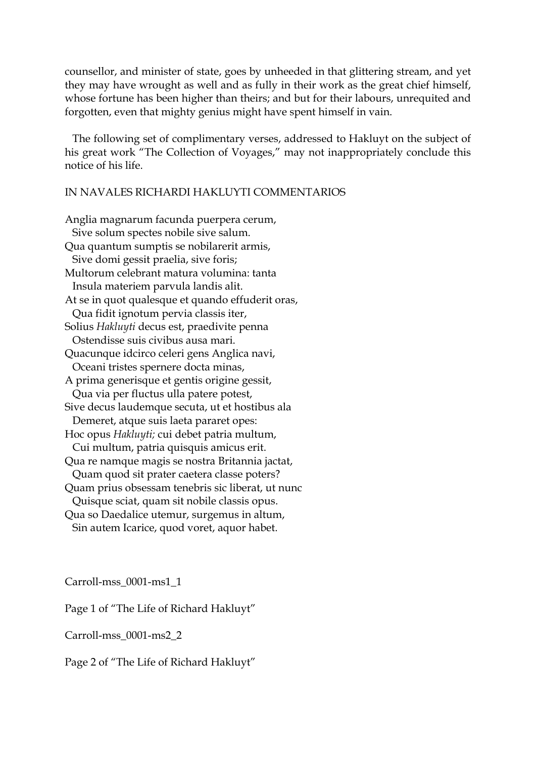counsellor, and minister of state, goes by unheeded in that glittering stream, and yet they may have wrought as well and as fully in their work as the great chief himself, whose fortune has been higher than theirs; and but for their labours, unrequited and forgotten, even that mighty genius might have spent himself in vain.

The following set of complimentary verses, addressed to Hakluyt on the subject of his great work "The Collection of Voyages," may not inappropriately conclude this notice of his life.

IN NAVALES RICHARDI HAKLUYTI COMMENTARIOS

Anglia magnarum facunda puerpera cerum,
  Sive solum spectes nobile sive salum.
Qua quantum sumptis se nobilarerit armis,
  Sive domi gessit praelia, sive foris;
Multorum celebrant matura volumina: tanta
  Insula materiem parvula landis alit.
At se in quot qualesque et quando effuderit oras,
  Qua fidit ignotum pervia classis iter,
Solius *Hakluyti* decus est, praedivite penna
  Ostendisse suis civibus ausa mari.
Quacunque idcirco celeri gens Anglica navi,
  Oceani tristes spernere docta minas,
A prima generisque et gentis origine gessit,
  Qua via per fluctus ulla patere potest,
Sive decus laudemque secuta, ut et hostibus ala
  Demeret, atque suis laeta pararet opes:
Hoc opus *Hakluyti;* cui debet patria multum,
  Cui multum, patria quisquis amicus erit.
Qua re namque magis se nostra Britannia jactat,
  Quam quod sit prater caetera classe poters?
Quam prius obsessam tenebris sic liberat, ut nunc
  Quisque sciat, quam sit nobile classis opus.
Qua so Daedalice utemur, surgemus in altum,
  Sin autem Icarice, quod voret, aquor habet.

Carroll-mss_0001-ms1_1

Page 1 of "The Life of Richard Hakluyt"

Carroll-mss_0001-ms2_2

Page 2 of "The Life of Richard Hakluyt"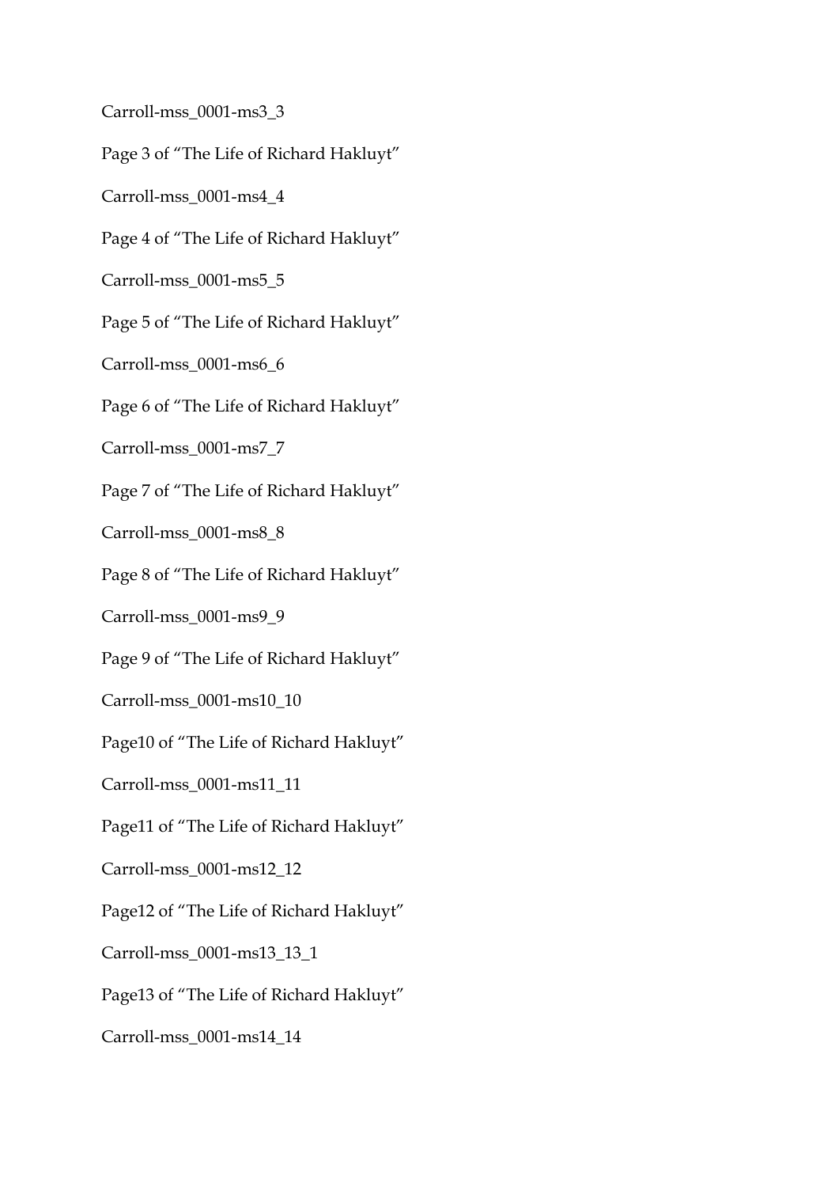Carroll-mss_0001-ms3_3

Page 3 of “The Life of Richard Hakluyt”

Carroll-mss_0001-ms4_4

Page 4 of “The Life of Richard Hakluyt”

Carroll-mss_0001-ms5_5

Page 5 of “The Life of Richard Hakluyt”

Carroll-mss_0001-ms6_6

Page 6 of “The Life of Richard Hakluyt”

Carroll-mss_0001-ms7_7

Page 7 of “The Life of Richard Hakluyt”

Carroll-mss_0001-ms8_8

Page 8 of “The Life of Richard Hakluyt”

Carroll-mss_0001-ms9_9

Page 9 of “The Life of Richard Hakluyt”

Carroll-mss_0001-ms10_10

Page10 of “The Life of Richard Hakluyt”

Carroll-mss_0001-ms11_11

Page11 of “The Life of Richard Hakluyt”

Carroll-mss_0001-ms12_12

Page12 of “The Life of Richard Hakluyt”

Carroll-mss_0001-ms13_13_1

Page13 of “The Life of Richard Hakluyt”

Carroll-mss_0001-ms14_14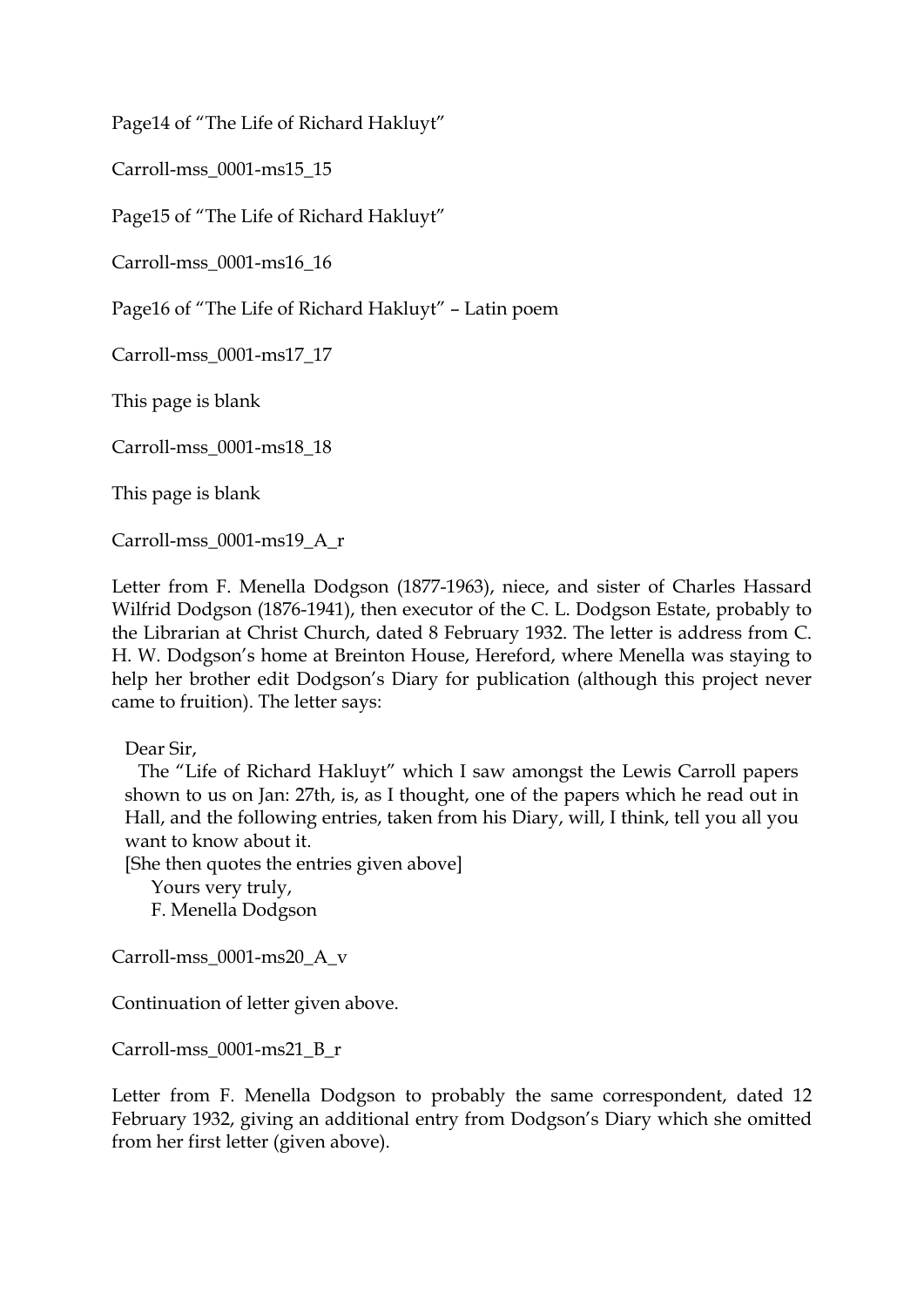Page14 of “The Life of Richard Hakluyt”

Carroll-mss_0001-ms15_15

Page15 of “The Life of Richard Hakluyt”

Carroll-mss_0001-ms16_16

Page16 of “The Life of Richard Hakluyt” – Latin poem

Carroll-mss_0001-ms17_17

This page is blank

Carroll-mss_0001-ms18_18

This page is blank

Carroll-mss_0001-ms19_A_r

Letter from F. Menella Dodgson (1877-1963), niece, and sister of Charles Hassard Wilfrid Dodgson (1876-1941), then executor of the C. L. Dodgson Estate, probably to the Librarian at Christ Church, dated 8 February 1932. The letter is address from C. H. W. Dodgson’s home at Breinton House, Hereford, where Menella was staying to help her brother edit Dodgson’s Diary for publication (although this project never came to fruition). The letter says:

> Dear Sir,
>
> The “Life of Richard Hakluyt” which I saw amongst the Lewis Carroll papers shown to us on Jan: 27th, is, as I thought, one of the papers which he read out in Hall, and the following entries, taken from his Diary, will, I think, tell you all you want to know about it.
>
> [She then quotes the entries given above]
>
> Yours very truly,
>
> F. Menella Dodgson

Carroll-mss_0001-ms20_A_v

Continuation of letter given above.

Carroll-mss_0001-ms21_B_r

Letter from F. Menella Dodgson to probably the same correspondent, dated 12 February 1932, giving an additional entry from Dodgson’s Diary which she omitted from her first letter (given above).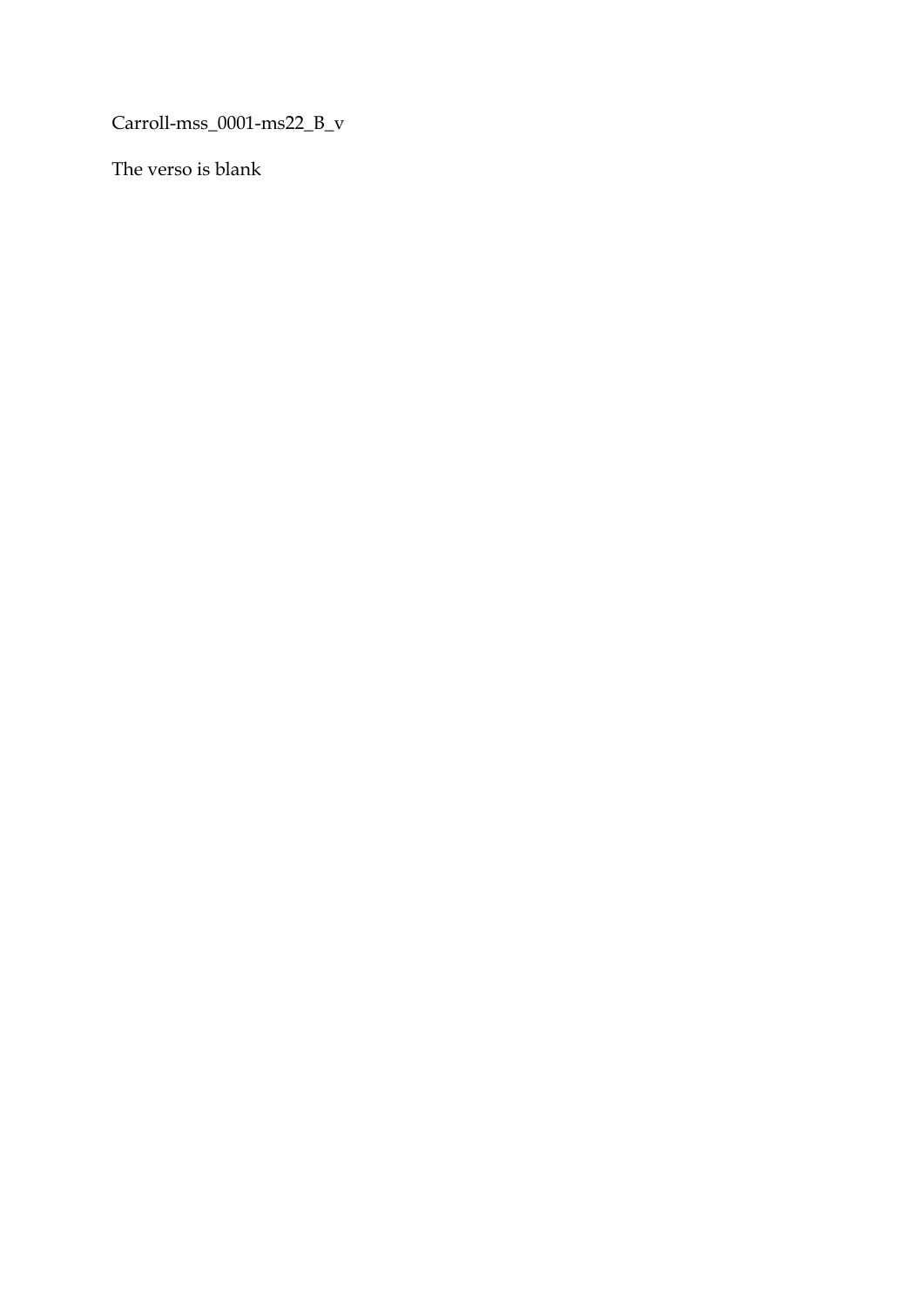Carroll-mss_0001-ms22_B_v

The verso is blank